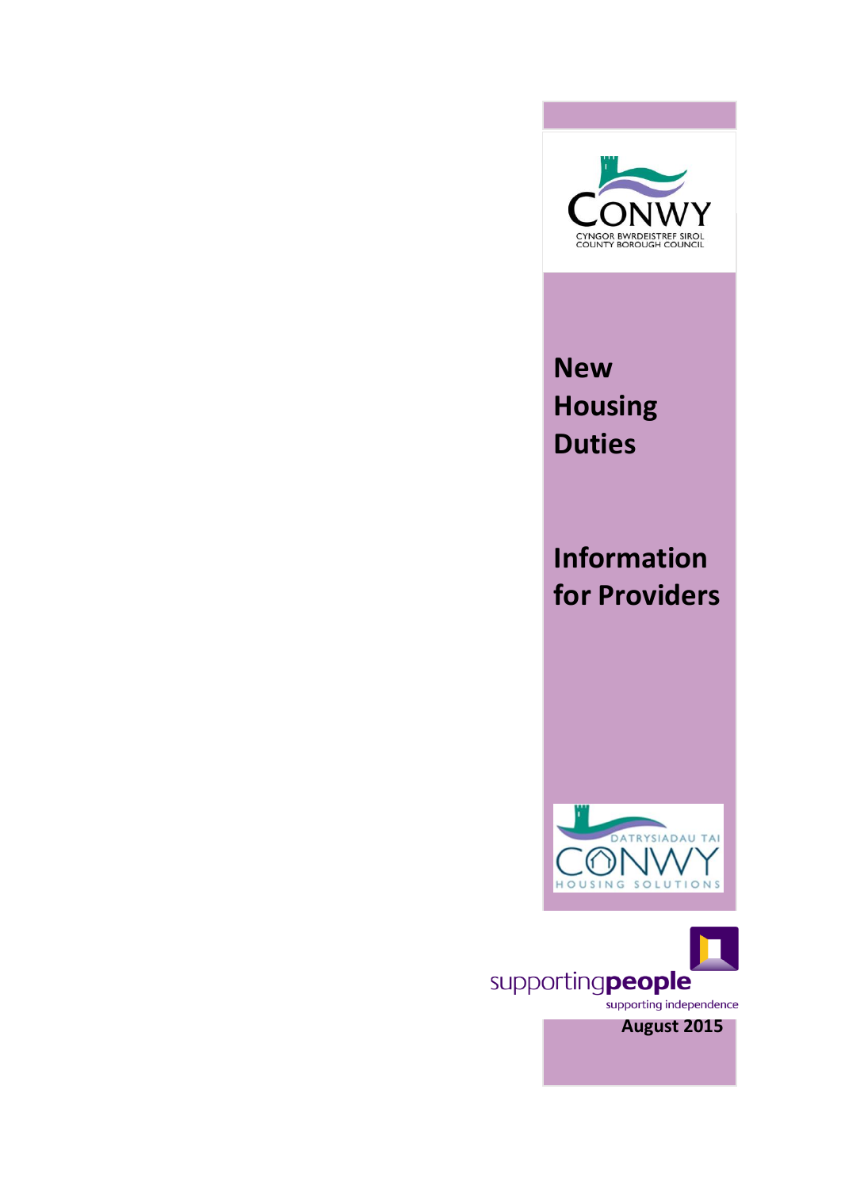CONWY

CYNGOR BWRDEISTREF SIROL
COUNTY BOROUGH COUNCIL

# New Housing Duties

# Information for Providers

DATRYSIADAU TAI
CONWY
HOUSING SOLUTIONS

supportingpeople
supporting independence

**August 2015**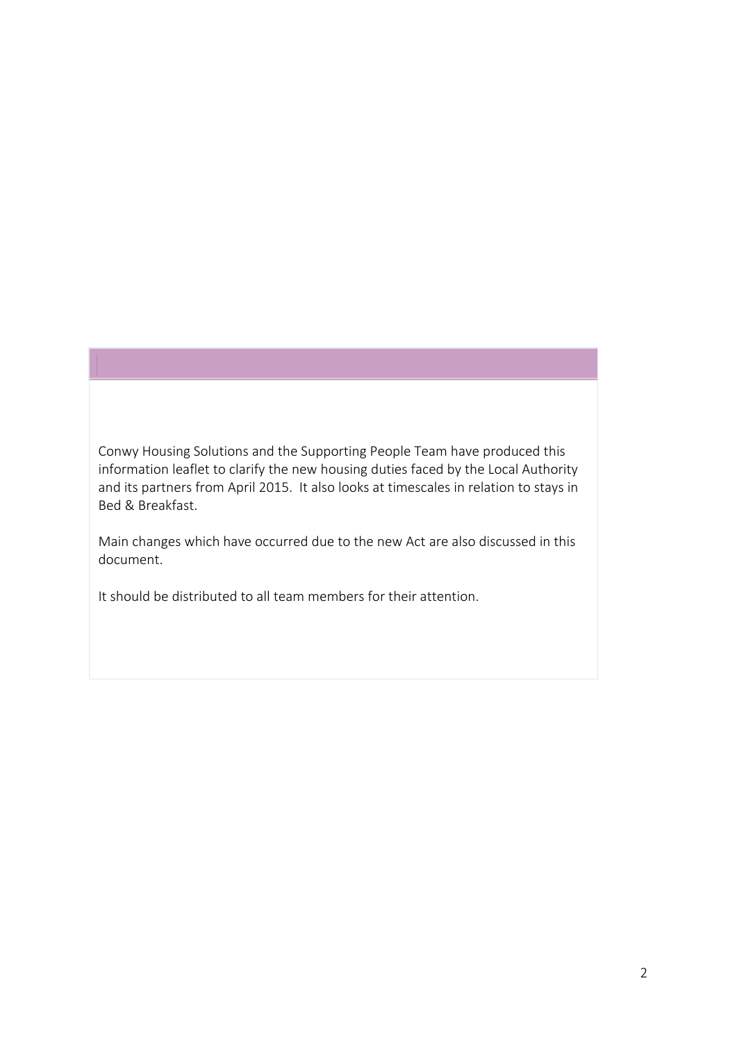Conwy Housing Solutions and the Supporting People Team have produced this information leaflet to clarify the new housing duties faced by the Local Authority and its partners from April 2015. It also looks at timescales in relation to stays in Bed & Breakfast.

Main changes which have occurred due to the new Act are also discussed in this document.

It should be distributed to all team members for their attention.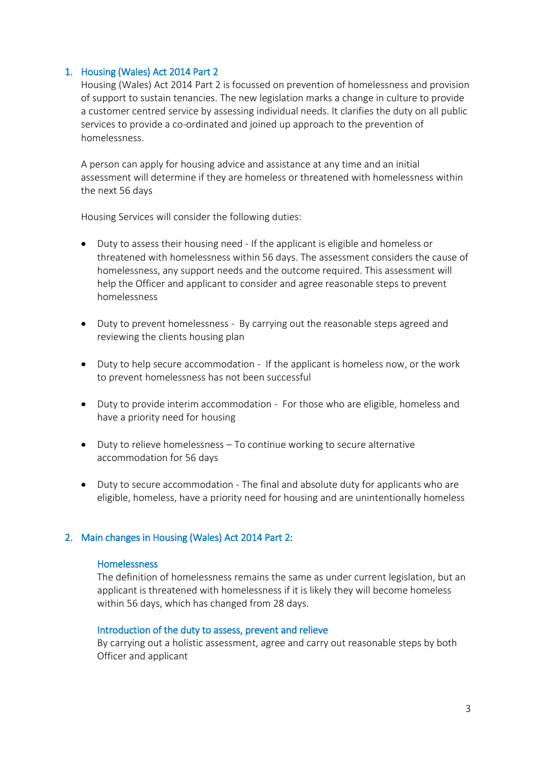## 1. Housing (Wales) Act 2014 Part 2

Housing (Wales) Act 2014 Part 2 is focussed on prevention of homelessness and provision of support to sustain tenancies. The new legislation marks a change in culture to provide a customer centred service by assessing individual needs. It clarifies the duty on all public services to provide a co-ordinated and joined up approach to the prevention of homelessness.

A person can apply for housing advice and assistance at any time and an initial assessment will determine if they are homeless or threatened with homelessness within the next 56 days

Housing Services will consider the following duties:

- Duty to assess their housing need - If the applicant is eligible and homeless or threatened with homelessness within 56 days. The assessment considers the cause of homelessness, any support needs and the outcome required. This assessment will help the Officer and applicant to consider and agree reasonable steps to prevent homelessness

- Duty to prevent homelessness - By carrying out the reasonable steps agreed and reviewing the clients housing plan

- Duty to help secure accommodation - If the applicant is homeless now, or the work to prevent homelessness has not been successful

- Duty to provide interim accommodation - For those who are eligible, homeless and have a priority need for housing

- Duty to relieve homelessness – To continue working to secure alternative accommodation for 56 days

- Duty to secure accommodation - The final and absolute duty for applicants who are eligible, homeless, have a priority need for housing and are unintentionally homeless

## 2. Main changes in Housing (Wales) Act 2014 Part 2:

### Homelessness

The definition of homelessness remains the same as under current legislation, but an applicant is threatened with homelessness if it is likely they will become homeless within 56 days, which has changed from 28 days.

### Introduction of the duty to assess, prevent and relieve

By carrying out a holistic assessment, agree and carry out reasonable steps by both Officer and applicant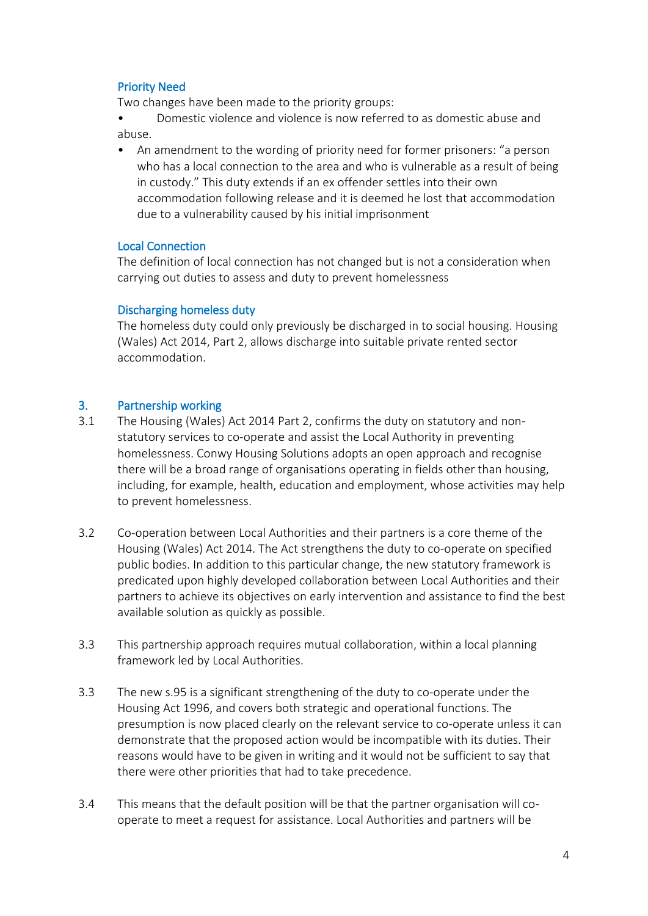### Priority Need

Two changes have been made to the priority groups:

- Domestic violence and violence is now referred to as domestic abuse and abuse.
- An amendment to the wording of priority need for former prisoners: "a person who has a local connection to the area and who is vulnerable as a result of being in custody." This duty extends if an ex offender settles into their own accommodation following release and it is deemed he lost that accommodation due to a vulnerability caused by his initial imprisonment

### Local Connection

The definition of local connection has not changed but is not a consideration when carrying out duties to assess and duty to prevent homelessness

### Discharging homeless duty

The homeless duty could only previously be discharged in to social housing. Housing (Wales) Act 2014, Part 2, allows discharge into suitable private rented sector accommodation.

## 3. Partnership working

3.1 The Housing (Wales) Act 2014 Part 2, confirms the duty on statutory and non-statutory services to co-operate and assist the Local Authority in preventing homelessness. Conwy Housing Solutions adopts an open approach and recognise there will be a broad range of organisations operating in fields other than housing, including, for example, health, education and employment, whose activities may help to prevent homelessness.

3.2 Co-operation between Local Authorities and their partners is a core theme of the Housing (Wales) Act 2014. The Act strengthens the duty to co-operate on specified public bodies. In addition to this particular change, the new statutory framework is predicated upon highly developed collaboration between Local Authorities and their partners to achieve its objectives on early intervention and assistance to find the best available solution as quickly as possible.

3.3 This partnership approach requires mutual collaboration, within a local planning framework led by Local Authorities.

3.3 The new s.95 is a significant strengthening of the duty to co-operate under the Housing Act 1996, and covers both strategic and operational functions. The presumption is now placed clearly on the relevant service to co-operate unless it can demonstrate that the proposed action would be incompatible with its duties. Their reasons would have to be given in writing and it would not be sufficient to say that there were other priorities that had to take precedence.

3.4 This means that the default position will be that the partner organisation will co-operate to meet a request for assistance. Local Authorities and partners will be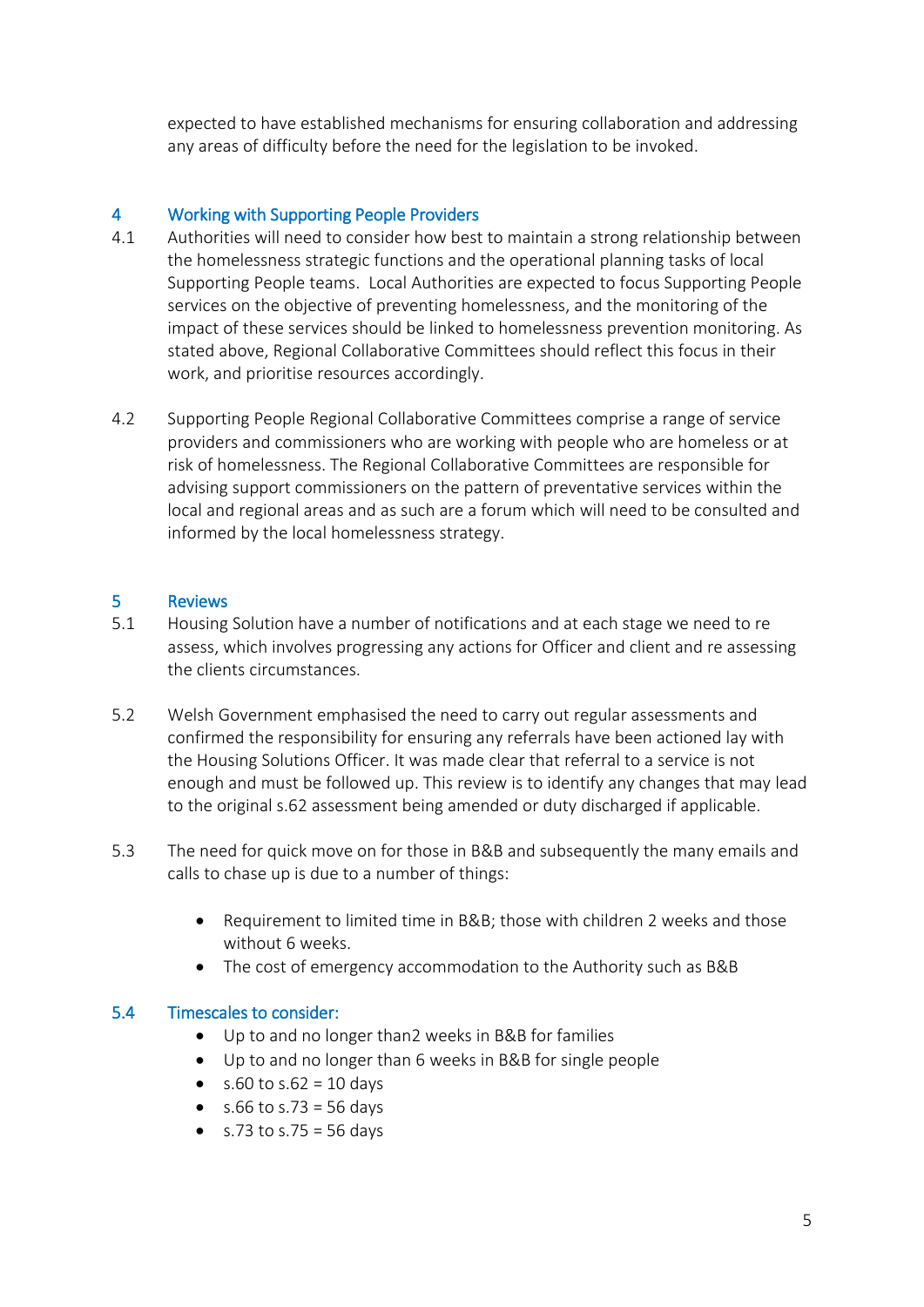expected to have established mechanisms for ensuring collaboration and addressing any areas of difficulty before the need for the legislation to be invoked.

## 4 Working with Supporting People Providers

4.1 Authorities will need to consider how best to maintain a strong relationship between the homelessness strategic functions and the operational planning tasks of local Supporting People teams. Local Authorities are expected to focus Supporting People services on the objective of preventing homelessness, and the monitoring of the impact of these services should be linked to homelessness prevention monitoring. As stated above, Regional Collaborative Committees should reflect this focus in their work, and prioritise resources accordingly.

4.2 Supporting People Regional Collaborative Committees comprise a range of service providers and commissioners who are working with people who are homeless or at risk of homelessness. The Regional Collaborative Committees are responsible for advising support commissioners on the pattern of preventative services within the local and regional areas and as such are a forum which will need to be consulted and informed by the local homelessness strategy.

## 5 Reviews

5.1 Housing Solution have a number of notifications and at each stage we need to re assess, which involves progressing any actions for Officer and client and re assessing the clients circumstances.

5.2 Welsh Government emphasised the need to carry out regular assessments and confirmed the responsibility for ensuring any referrals have been actioned lay with the Housing Solutions Officer. It was made clear that referral to a service is not enough and must be followed up. This review is to identify any changes that may lead to the original s.62 assessment being amended or duty discharged if applicable.

5.3 The need for quick move on for those in B&B and subsequently the many emails and calls to chase up is due to a number of things:

- Requirement to limited time in B&B; those with children 2 weeks and those without 6 weeks.
- The cost of emergency accommodation to the Authority such as B&B

### 5.4 Timescales to consider:

- Up to and no longer than2 weeks in B&B for families
- Up to and no longer than 6 weeks in B&B for single people
- s.60 to s.62 = 10 days
- s.66 to s.73 = 56 days
- s.73 to s.75 = 56 days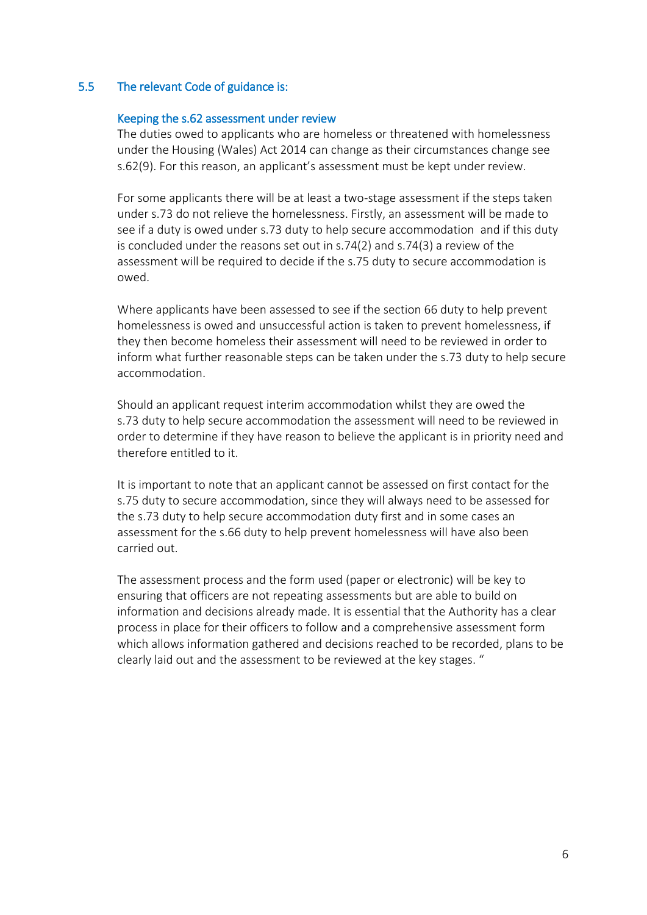## 5.5 The relevant Code of guidance is:

### Keeping the s.62 assessment under review

The duties owed to applicants who are homeless or threatened with homelessness under the Housing (Wales) Act 2014 can change as their circumstances change see s.62(9). For this reason, an applicant's assessment must be kept under review.

For some applicants there will be at least a two-stage assessment if the steps taken under s.73 do not relieve the homelessness. Firstly, an assessment will be made to see if a duty is owed under s.73 duty to help secure accommodation and if this duty is concluded under the reasons set out in s.74(2) and s.74(3) a review of the assessment will be required to decide if the s.75 duty to secure accommodation is owed.

Where applicants have been assessed to see if the section 66 duty to help prevent homelessness is owed and unsuccessful action is taken to prevent homelessness, if they then become homeless their assessment will need to be reviewed in order to inform what further reasonable steps can be taken under the s.73 duty to help secure accommodation.

Should an applicant request interim accommodation whilst they are owed the s.73 duty to help secure accommodation the assessment will need to be reviewed in order to determine if they have reason to believe the applicant is in priority need and therefore entitled to it.

It is important to note that an applicant cannot be assessed on first contact for the s.75 duty to secure accommodation, since they will always need to be assessed for the s.73 duty to help secure accommodation duty first and in some cases an assessment for the s.66 duty to help prevent homelessness will have also been carried out.

The assessment process and the form used (paper or electronic) will be key to ensuring that officers are not repeating assessments but are able to build on information and decisions already made. It is essential that the Authority has a clear process in place for their officers to follow and a comprehensive assessment form which allows information gathered and decisions reached to be recorded, plans to be clearly laid out and the assessment to be reviewed at the key stages. "